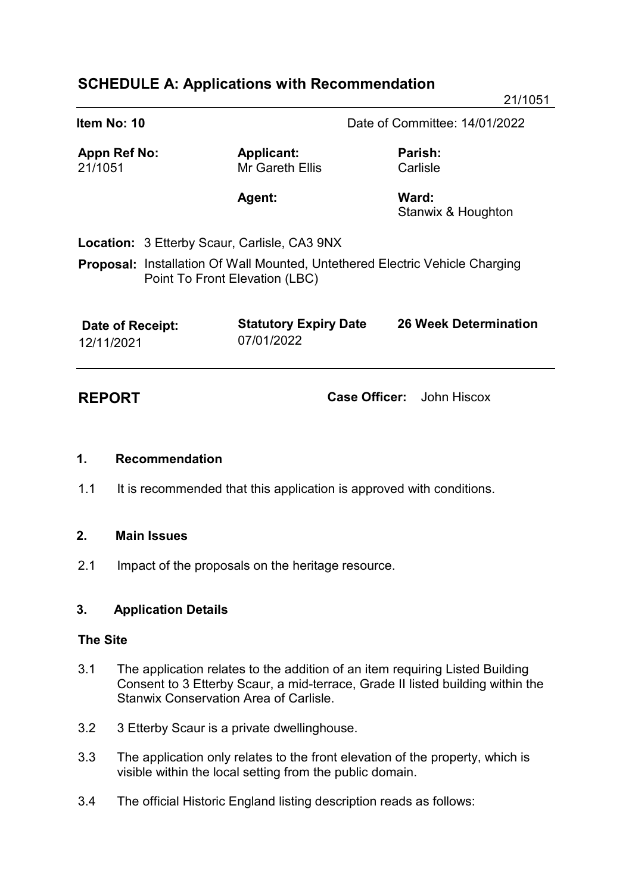# SCHEDULE A: Applications with Recommendation

21/1051

| **Item No: 10** | | Date of Committee: 14/01/2022 |
|---|---|---|
| **Appn Ref No:** 21/1051 | **Applicant:** Mr Gareth Ellis | **Parish:** Carlisle |
| | **Agent:** | **Ward:** Stanwix & Houghton |

**Location:** 3 Etterby Scaur, Carlisle, CA3 9NX

**Proposal:** Installation Of Wall Mounted, Untethered Electric Vehicle Charging Point To Front Elevation (LBC)

| **Date of Receipt:** | **Statutory Expiry Date** | **26 Week Determination** |
|---|---|---|
| 12/11/2021 | 07/01/2022 | |

**REPORT** **Case Officer:** John Hiscox

## 1. Recommendation

1.1 It is recommended that this application is approved with conditions.

## 2. Main Issues

2.1 Impact of the proposals on the heritage resource.

## 3. Application Details

### The Site

3.1 The application relates to the addition of an item requiring Listed Building Consent to 3 Etterby Scaur, a mid-terrace, Grade II listed building within the Stanwix Conservation Area of Carlisle.

3.2 3 Etterby Scaur is a private dwellinghouse.

3.3 The application only relates to the front elevation of the property, which is visible within the local setting from the public domain.

3.4 The official Historic England listing description reads as follows: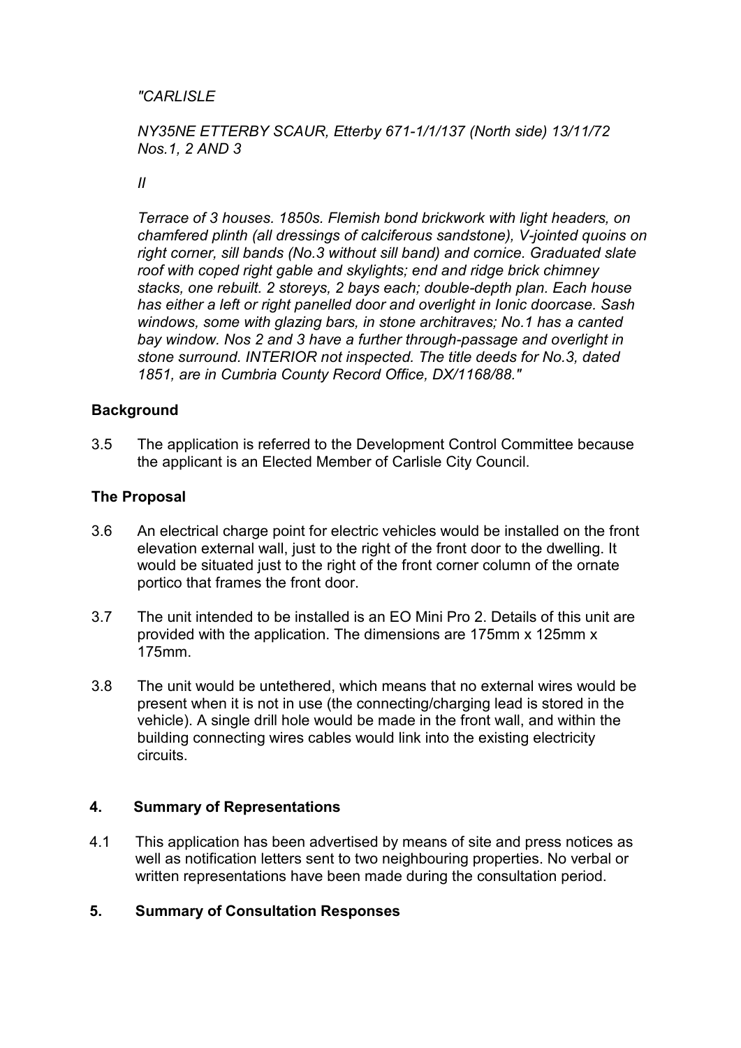*"CARLISLE*

*NY35NE ETTERBY SCAUR, Etterby 671-1/1/137 (North side) 13/11/72 Nos.1, 2 AND 3*

*II*

*Terrace of 3 houses. 1850s. Flemish bond brickwork with light headers, on chamfered plinth (all dressings of calciferous sandstone), V-jointed quoins on right corner, sill bands (No.3 without sill band) and cornice. Graduated slate roof with coped right gable and skylights; end and ridge brick chimney stacks, one rebuilt. 2 storeys, 2 bays each; double-depth plan. Each house has either a left or right panelled door and overlight in Ionic doorcase. Sash windows, some with glazing bars, in stone architraves; No.1 has a canted bay window. Nos 2 and 3 have a further through-passage and overlight in stone surround. INTERIOR not inspected. The title deeds for No.3, dated 1851, are in Cumbria County Record Office, DX/1168/88."*

**Background**

3.5 The application is referred to the Development Control Committee because the applicant is an Elected Member of Carlisle City Council.

**The Proposal**

3.6 An electrical charge point for electric vehicles would be installed on the front elevation external wall, just to the right of the front door to the dwelling. It would be situated just to the right of the front corner column of the ornate portico that frames the front door.

3.7 The unit intended to be installed is an EO Mini Pro 2. Details of this unit are provided with the application. The dimensions are 175mm x 125mm x 175mm.

3.8 The unit would be untethered, which means that no external wires would be present when it is not in use (the connecting/charging lead is stored in the vehicle). A single drill hole would be made in the front wall, and within the building connecting wires cables would link into the existing electricity circuits.

## 4. Summary of Representations

4.1 This application has been advertised by means of site and press notices as well as notification letters sent to two neighbouring properties. No verbal or written representations have been made during the consultation period.

## 5. Summary of Consultation Responses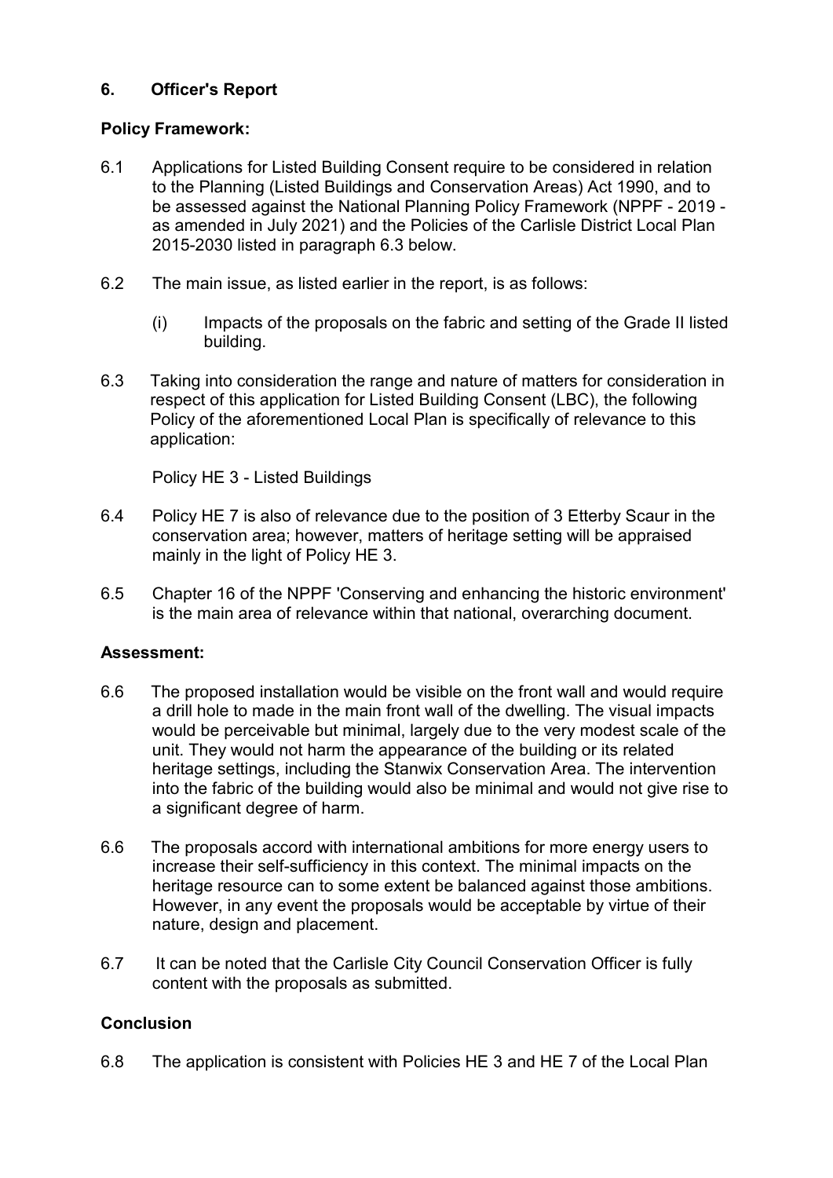## 6. Officer's Report

### Policy Framework:

6.1 Applications for Listed Building Consent require to be considered in relation to the Planning (Listed Buildings and Conservation Areas) Act 1990, and to be assessed against the National Planning Policy Framework (NPPF - 2019 - as amended in July 2021) and the Policies of the Carlisle District Local Plan 2015-2030 listed in paragraph 6.3 below.

6.2 The main issue, as listed earlier in the report, is as follows:

(i) Impacts of the proposals on the fabric and setting of the Grade II listed building.

6.3 Taking into consideration the range and nature of matters for consideration in respect of this application for Listed Building Consent (LBC), the following Policy of the aforementioned Local Plan is specifically of relevance to this application:

Policy HE 3 - Listed Buildings

6.4 Policy HE 7 is also of relevance due to the position of 3 Etterby Scaur in the conservation area; however, matters of heritage setting will be appraised mainly in the light of Policy HE 3.

6.5 Chapter 16 of the NPPF 'Conserving and enhancing the historic environment' is the main area of relevance within that national, overarching document.

### Assessment:

6.6 The proposed installation would be visible on the front wall and would require a drill hole to made in the main front wall of the dwelling. The visual impacts would be perceivable but minimal, largely due to the very modest scale of the unit. They would not harm the appearance of the building or its related heritage settings, including the Stanwix Conservation Area. The intervention into the fabric of the building would also be minimal and would not give rise to a significant degree of harm.

6.6 The proposals accord with international ambitions for more energy users to increase their self-sufficiency in this context. The minimal impacts on the heritage resource can to some extent be balanced against those ambitions. However, in any event the proposals would be acceptable by virtue of their nature, design and placement.

6.7 It can be noted that the Carlisle City Council Conservation Officer is fully content with the proposals as submitted.

### Conclusion

6.8 The application is consistent with Policies HE 3 and HE 7 of the Local Plan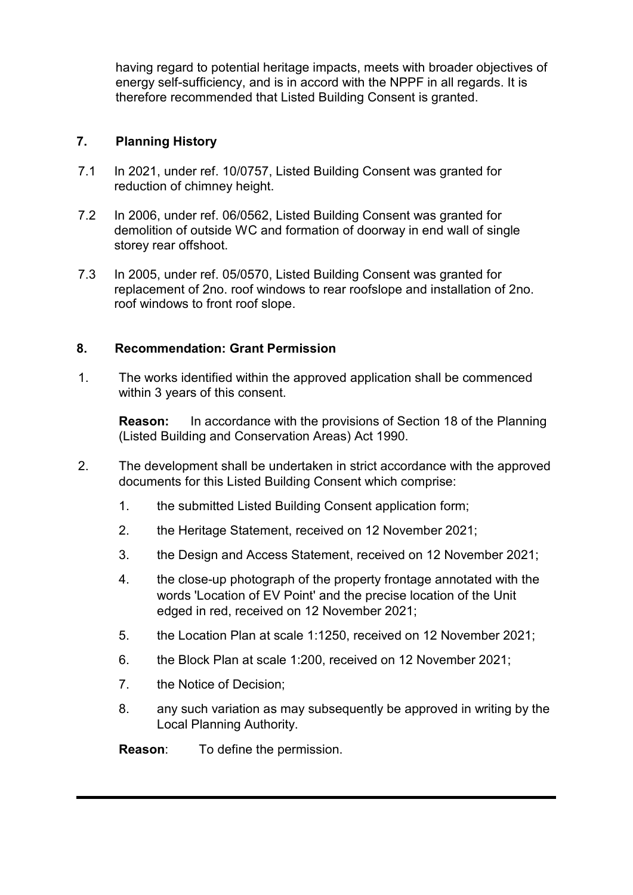having regard to potential heritage impacts, meets with broader objectives of energy self-sufficiency, and is in accord with the NPPF in all regards. It is therefore recommended that Listed Building Consent is granted.

## 7. Planning History

7.1 In 2021, under ref. 10/0757, Listed Building Consent was granted for reduction of chimney height.

7.2 In 2006, under ref. 06/0562, Listed Building Consent was granted for demolition of outside WC and formation of doorway in end wall of single storey rear offshoot.

7.3 In 2005, under ref. 05/0570, Listed Building Consent was granted for replacement of 2no. roof windows to rear roofslope and installation of 2no. roof windows to front roof slope.

## 8. Recommendation: Grant Permission

1. The works identified within the approved application shall be commenced within 3 years of this consent.

   **Reason:** In accordance with the provisions of Section 18 of the Planning (Listed Building and Conservation Areas) Act 1990.

2. The development shall be undertaken in strict accordance with the approved documents for this Listed Building Consent which comprise:

   1. the submitted Listed Building Consent application form;
   2. the Heritage Statement, received on 12 November 2021;
   3. the Design and Access Statement, received on 12 November 2021;
   4. the close-up photograph of the property frontage annotated with the words 'Location of EV Point' and the precise location of the Unit edged in red, received on 12 November 2021;
   5. the Location Plan at scale 1:1250, received on 12 November 2021;
   6. the Block Plan at scale 1:200, received on 12 November 2021;
   7. the Notice of Decision;
   8. any such variation as may subsequently be approved in writing by the Local Planning Authority.

   **Reason**: To define the permission.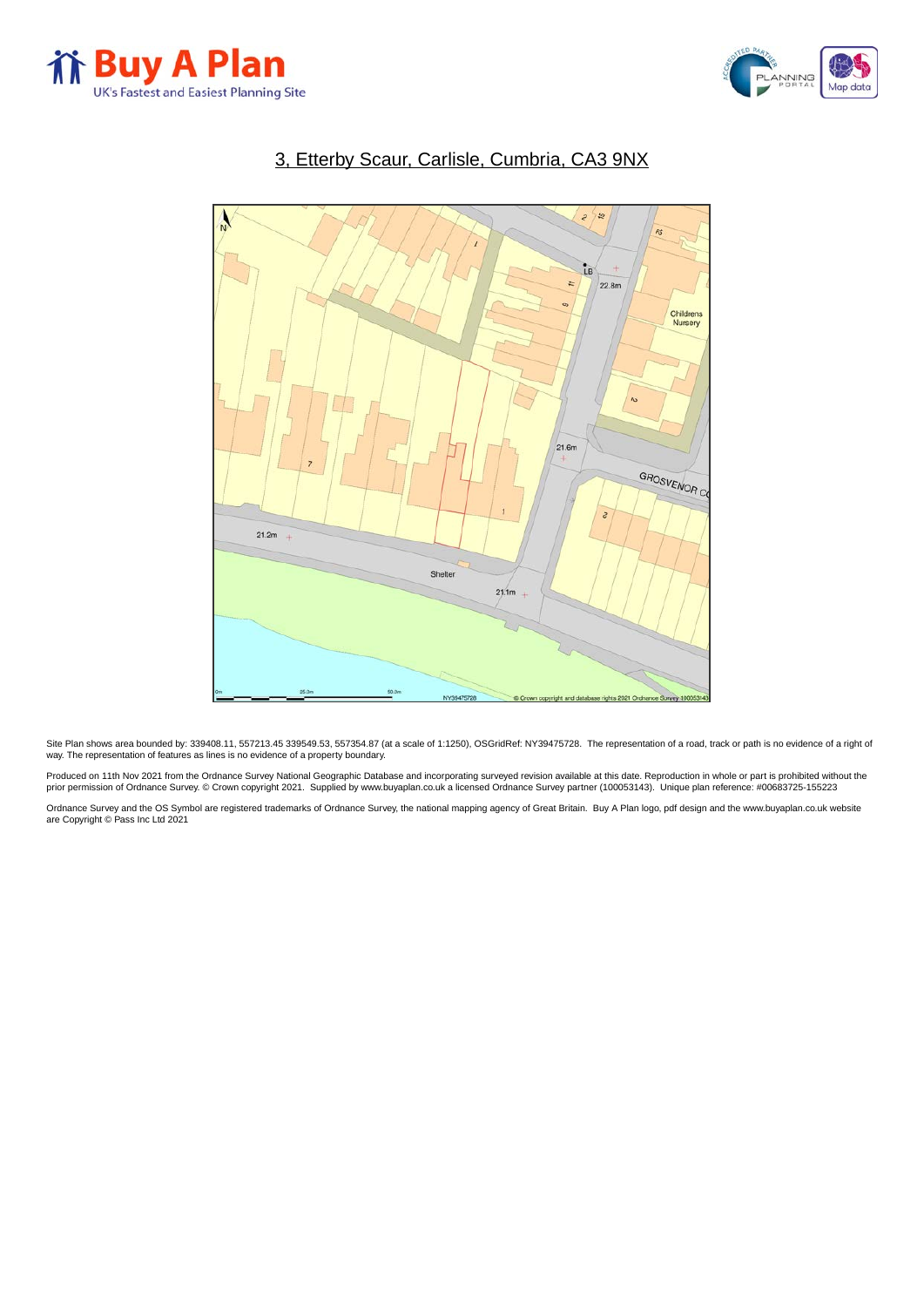**Buy A Plan**
UK's Fastest and Easiest Planning Site

## 3, Etterby Scaur, Carlisle, Cumbria, CA3 9NX

Site Plan shows area bounded by: 339408.11, 557213.45 339549.53, 557354.87 (at a scale of 1:1250), OSGridRef: NY39475728. The representation of a road, track or path is no evidence of a right of way. The representation of features as lines is no evidence of a property boundary.

Produced on 11th Nov 2021 from the Ordnance Survey National Geographic Database and incorporating surveyed revision available at this date. Reproduction in whole or part is prohibited without the prior permission of Ordnance Survey. © Crown copyright 2021. Supplied by www.buyaplan.co.uk a licensed Ordnance Survey partner (100053143). Unique plan reference: #00683725-155223

Ordnance Survey and the OS Symbol are registered trademarks of Ordnance Survey, the national mapping agency of Great Britain. Buy A Plan logo, pdf design and the www.buyaplan.co.uk website are Copyright © Pass Inc Ltd 2021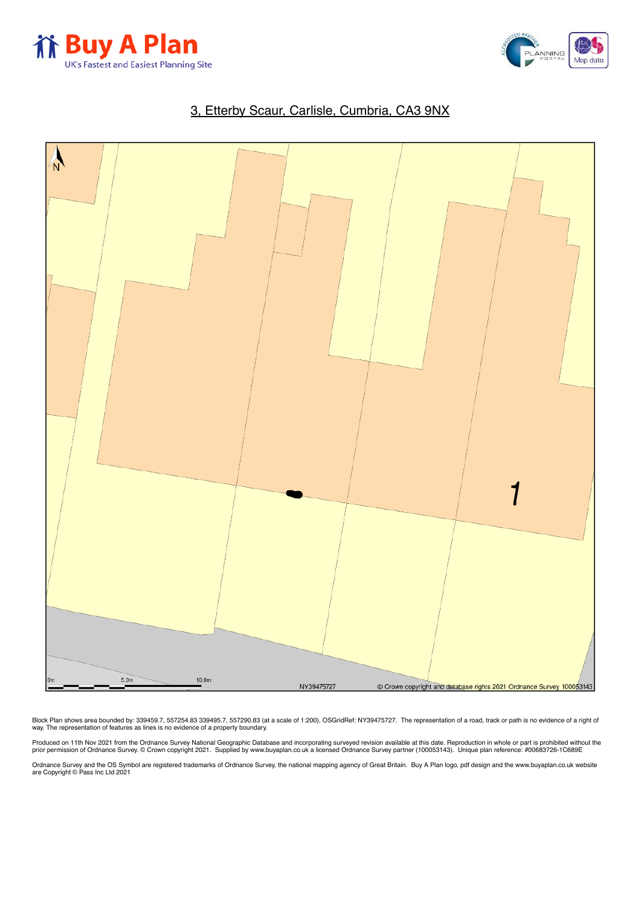Buy A Plan
UK's Fastest and Easiest Planning Site

## 3, Etterby Scaur, Carlisle, Cumbria, CA3 9NX

N

1

0m 5.0m 10.0m

NY39475727

© Crown copyright and database rights 2021 Ordnance Survey 100053143

Block Plan shows area bounded by: 339459.7, 557254.83 339495.7, 557290.83 (at a scale of 1:200), OSGridRef: NY39475727. The representation of a road, track or path is no evidence of a right of way. The representation of features as lines is no evidence of a property boundary.

Produced on 11th Nov 2021 from the Ordnance Survey National Geographic Database and incorporating surveyed revision available at this date. Reproduction in whole or part is prohibited without the prior permission of Ordnance Survey. © Crown copyright 2021. Supplied by www.buyaplan.co.uk a licensed Ordnance Survey partner (100053143). Unique plan reference: #00683726-1C689E

Ordnance Survey and the OS Symbol are registered trademarks of Ordnance Survey, the national mapping agency of Great Britain. Buy A Plan logo, pdf design and the www.buyaplan.co.uk website are Copyright © Pass Inc Ltd 2021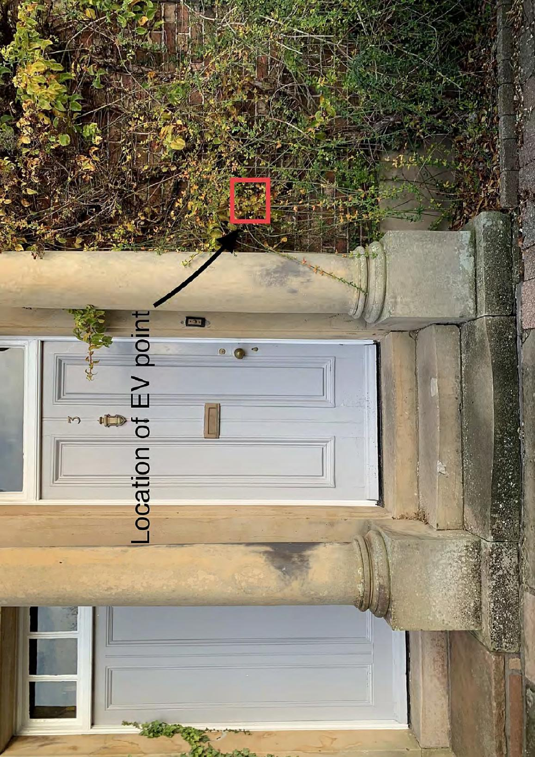Location of EV point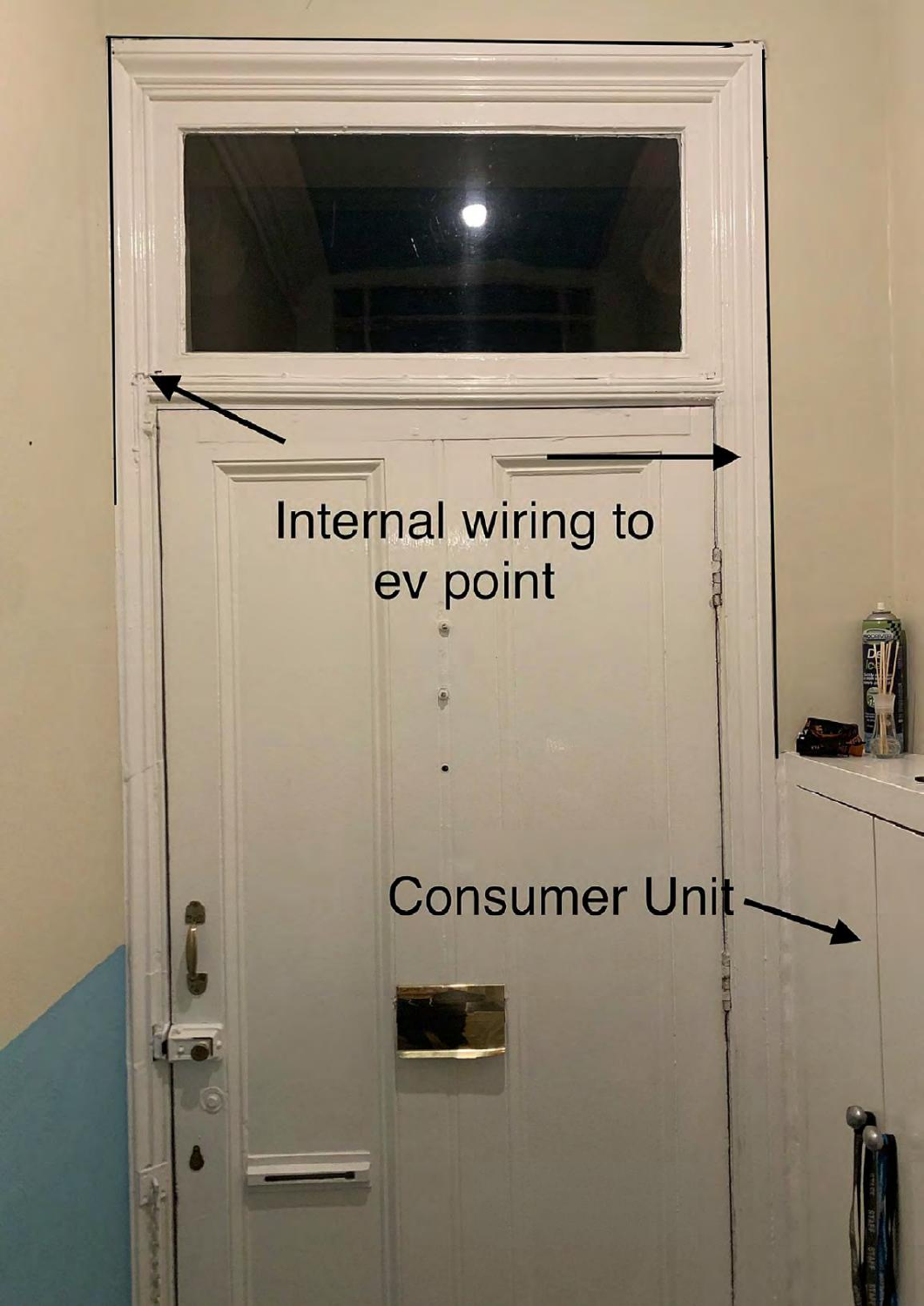Internal wiring to ev point

Consumer Unit